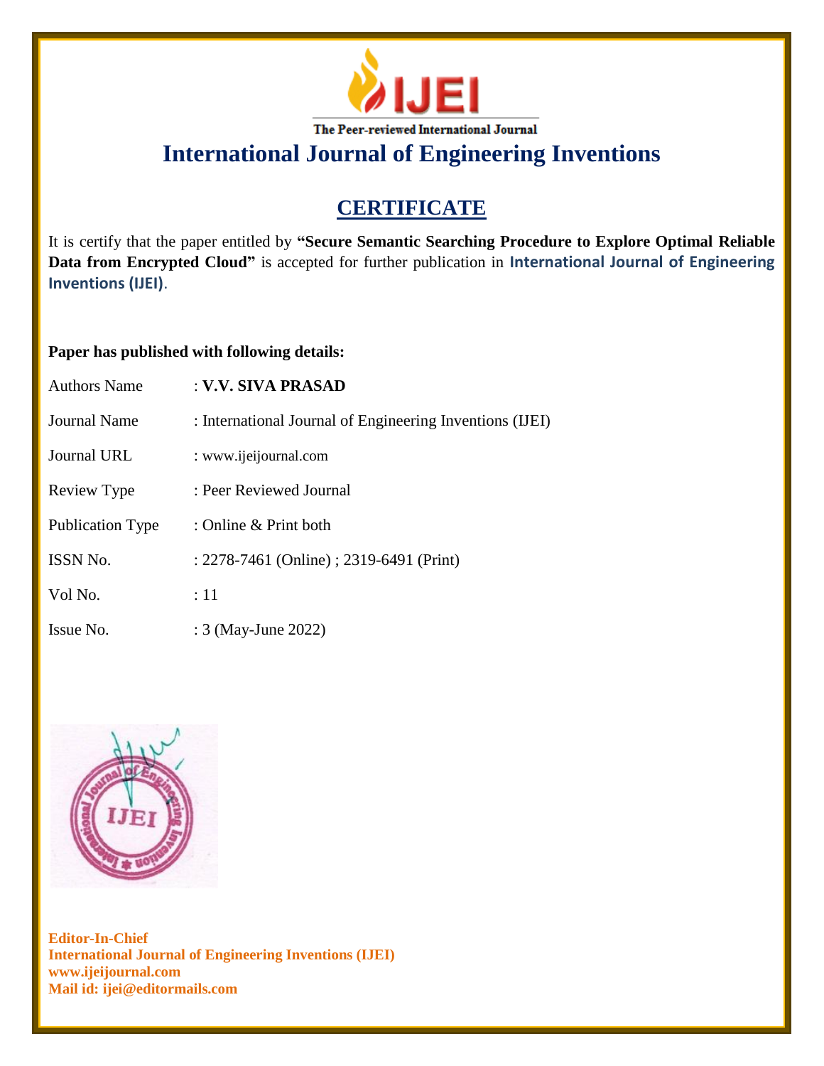IJEI

The Peer-reviewed International Journal

# International Journal of Engineering Inventions

## CERTIFICATE

It is certify that the paper entitled by **"Secure Semantic Searching Procedure to Explore Optimal Reliable Data from Encrypted Cloud"** is accepted for further publication in **International Journal of Engineering Inventions (IJEI)**.

**Paper has published with following details:**

| | |
|---|---|
| Authors Name | : **V.V. SIVA PRASAD** |
| Journal Name | : International Journal of Engineering Inventions (IJEI) |
| Journal URL | : www.ijeijournal.com |
| Review Type | : Peer Reviewed Journal |
| Publication Type | : Online & Print both |
| ISSN No. | : 2278-7461 (Online) ; 2319-6491 (Print) |
| Vol No. | : 11 |
| Issue No. | : 3 (May-June 2022) |

**Editor-In-Chief**
**International Journal of Engineering Inventions (IJEI)**
**www.ijeijournal.com**
**Mail id: ijei@editormails.com**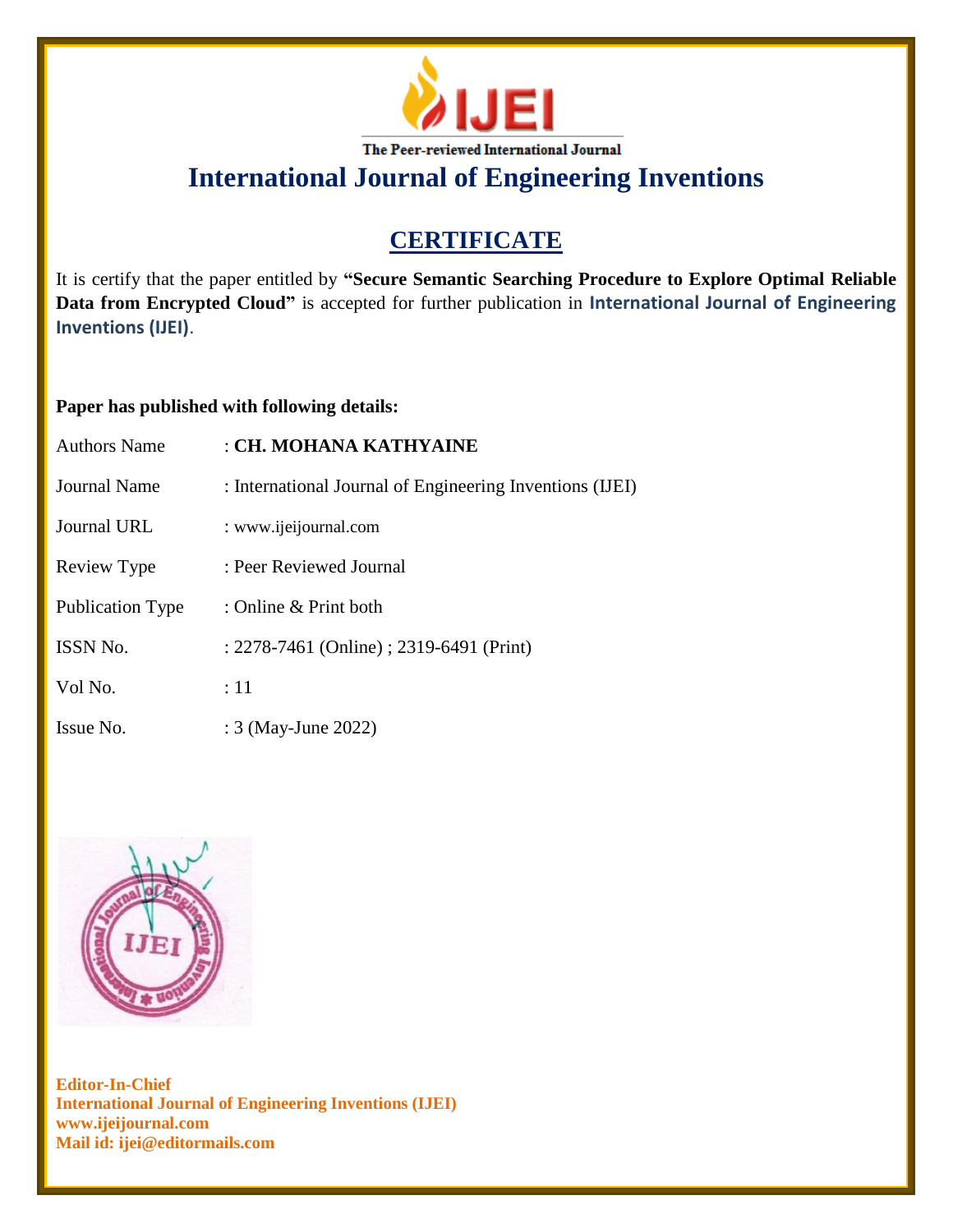IJEI

The Peer-reviewed International Journal

# International Journal of Engineering Inventions

## CERTIFICATE

It is certify that the paper entitled by **"Secure Semantic Searching Procedure to Explore Optimal Reliable Data from Encrypted Cloud"** is accepted for further publication in **International Journal of Engineering Inventions (IJEI)**.

**Paper has published with following details:**

| | |
|---|---|
| Authors Name | : **CH. MOHANA KATHYAINE** |
| Journal Name | : International Journal of Engineering Inventions (IJEI) |
| Journal URL | : www.ijeijournal.com |
| Review Type | : Peer Reviewed Journal |
| Publication Type | : Online & Print both |
| ISSN No. | : 2278-7461 (Online) ; 2319-6491 (Print) |
| Vol No. | : 11 |
| Issue No. | : 3 (May-June 2022) |

**Editor-In-Chief**
**International Journal of Engineering Inventions (IJEI)**
**www.ijeijournal.com**
**Mail id: ijei@editormails.com**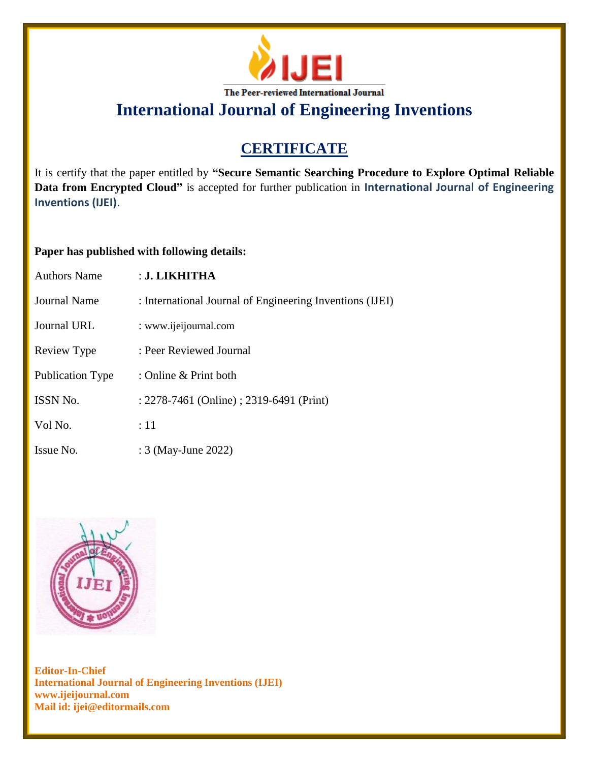IJEI

The Peer-reviewed International Journal

# International Journal of Engineering Inventions

## CERTIFICATE

It is certify that the paper entitled by **"Secure Semantic Searching Procedure to Explore Optimal Reliable Data from Encrypted Cloud"** is accepted for further publication in **International Journal of Engineering Inventions (IJEI)**.

**Paper has published with following details:**

| | |
|---|---|
| Authors Name | : **J. LIKHITHA** |
| Journal Name | : International Journal of Engineering Inventions (IJEI) |
| Journal URL | : www.ijeijournal.com |
| Review Type | : Peer Reviewed Journal |
| Publication Type | : Online & Print both |
| ISSN No. | : 2278-7461 (Online) ; 2319-6491 (Print) |
| Vol No. | : 11 |
| Issue No. | : 3 (May-June 2022) |

**Editor-In-Chief**
**International Journal of Engineering Inventions (IJEI)**
**www.ijeijournal.com**
**Mail id: ijei@editormails.com**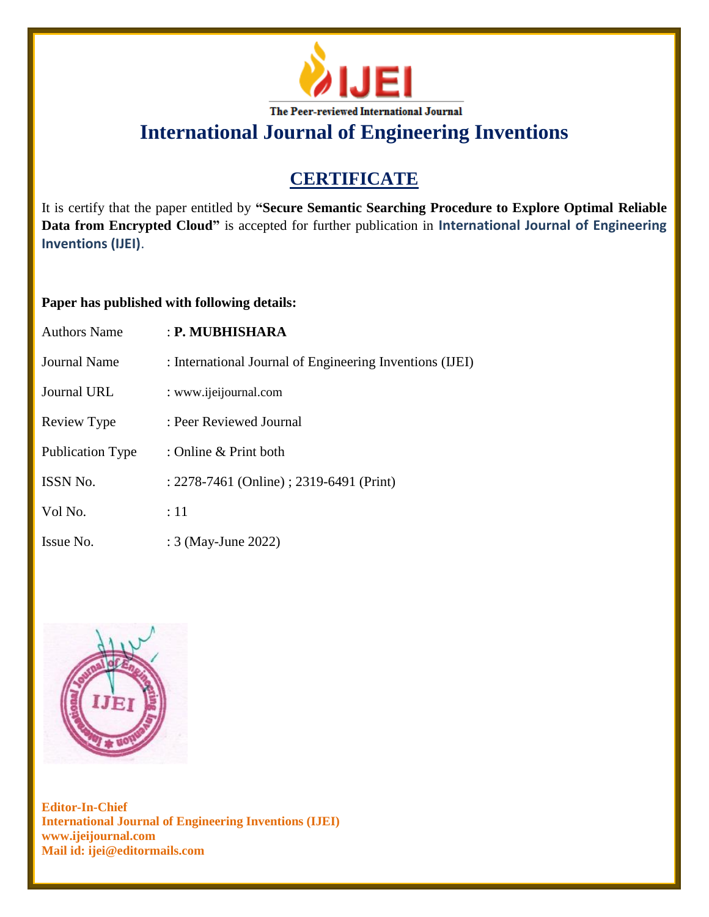The Peer-reviewed International Journal

# International Journal of Engineering Inventions

## CERTIFICATE

It is certify that the paper entitled by **"Secure Semantic Searching Procedure to Explore Optimal Reliable Data from Encrypted Cloud"** is accepted for further publication in **International Journal of Engineering Inventions (IJEI)**.

**Paper has published with following details:**

| | |
|---|---|
| Authors Name | : **P. MUBHISHARA** |
| Journal Name | : International Journal of Engineering Inventions (IJEI) |
| Journal URL | : www.ijeijournal.com |
| Review Type | : Peer Reviewed Journal |
| Publication Type | : Online & Print both |
| ISSN No. | : 2278-7461 (Online) ; 2319-6491 (Print) |
| Vol No. | : 11 |
| Issue No. | : 3 (May-June 2022) |

**Editor-In-Chief**
**International Journal of Engineering Inventions (IJEI)**
**www.ijeijournal.com**
**Mail id: ijei@editormails.com**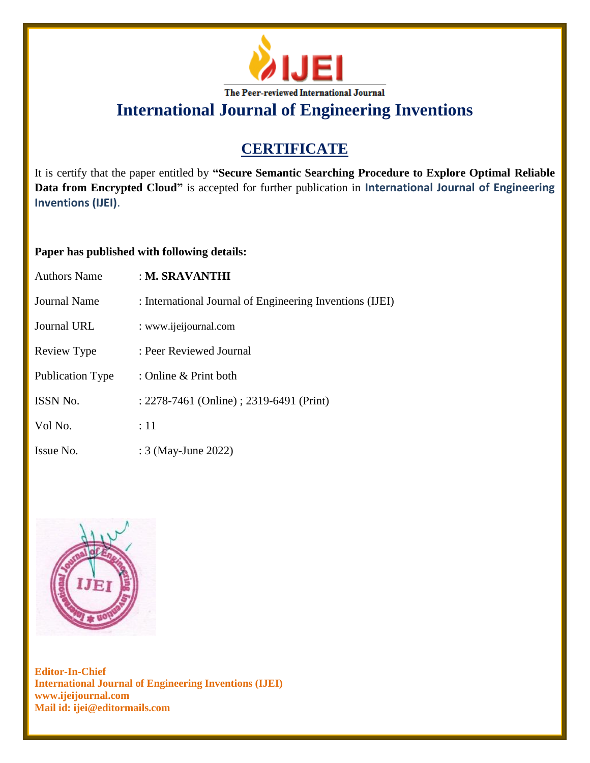The Peer-reviewed International Journal

# International Journal of Engineering Inventions

## CERTIFICATE

It is certify that the paper entitled by **"Secure Semantic Searching Procedure to Explore Optimal Reliable Data from Encrypted Cloud"** is accepted for further publication in **International Journal of Engineering Inventions (IJEI)**.

**Paper has published with following details:**

| | |
|---|---|
| Authors Name | : **M. SRAVANTHI** |
| Journal Name | : International Journal of Engineering Inventions (IJEI) |
| Journal URL | : www.ijeijournal.com |
| Review Type | : Peer Reviewed Journal |
| Publication Type | : Online & Print both |
| ISSN No. | : 2278-7461 (Online) ; 2319-6491 (Print) |
| Vol No. | : 11 |
| Issue No. | : 3 (May-June 2022) |

**Editor-In-Chief**
**International Journal of Engineering Inventions (IJEI)**
**www.ijeijournal.com**
**Mail id: ijei@editormails.com**